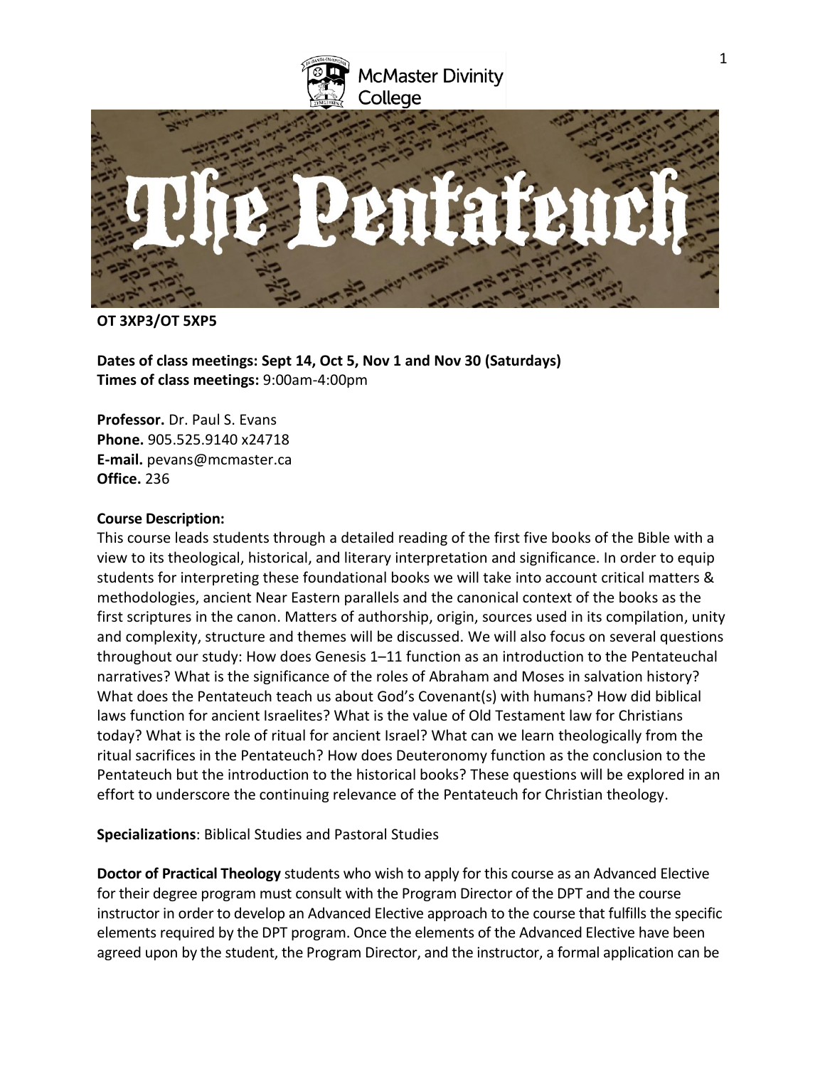McMaster Divinity College

# The Pentateuch

**OT 3XP3/OT 5XP5**

**Dates of class meetings: Sept 14, Oct 5, Nov 1 and Nov 30 (Saturdays)**
**Times of class meetings:** 9:00am-4:00pm

**Professor.** Dr. Paul S. Evans
**Phone.** 905.525.9140 x24718
**E-mail.** pevans@mcmaster.ca
**Office.** 236

**Course Description:**
This course leads students through a detailed reading of the first five books of the Bible with a view to its theological, historical, and literary interpretation and significance. In order to equip students for interpreting these foundational books we will take into account critical matters & methodologies, ancient Near Eastern parallels and the canonical context of the books as the first scriptures in the canon. Matters of authorship, origin, sources used in its compilation, unity and complexity, structure and themes will be discussed. We will also focus on several questions throughout our study: How does Genesis 1–11 function as an introduction to the Pentateuchal narratives? What is the significance of the roles of Abraham and Moses in salvation history? What does the Pentateuch teach us about God's Covenant(s) with humans? How did biblical laws function for ancient Israelites? What is the value of Old Testament law for Christians today? What is the role of ritual for ancient Israel? What can we learn theologically from the ritual sacrifices in the Pentateuch? How does Deuteronomy function as the conclusion to the Pentateuch but the introduction to the historical books? These questions will be explored in an effort to underscore the continuing relevance of the Pentateuch for Christian theology.

**Specializations**: Biblical Studies and Pastoral Studies

**Doctor of Practical Theology** students who wish to apply for this course as an Advanced Elective for their degree program must consult with the Program Director of the DPT and the course instructor in order to develop an Advanced Elective approach to the course that fulfills the specific elements required by the DPT program. Once the elements of the Advanced Elective have been agreed upon by the student, the Program Director, and the instructor, a formal application can be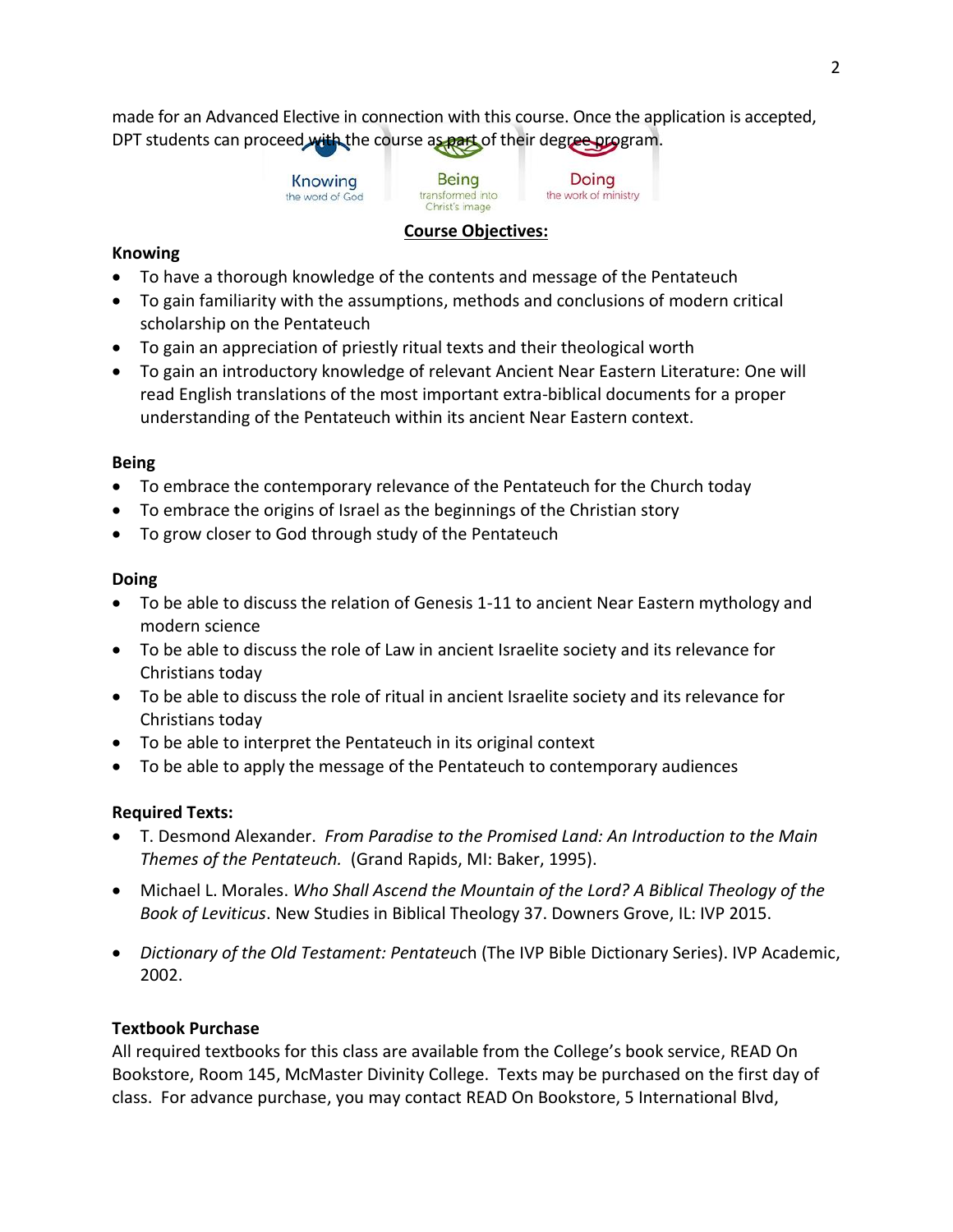made for an Advanced Elective in connection with this course. Once the application is accepted, DPT students can proceed with the course as part of their degree program.

Knowing the word of God | Being transformed into Christ's image | Doing the work of ministry

## Course Objectives:

**Knowing**

- To have a thorough knowledge of the contents and message of the Pentateuch
- To gain familiarity with the assumptions, methods and conclusions of modern critical scholarship on the Pentateuch
- To gain an appreciation of priestly ritual texts and their theological worth
- To gain an introductory knowledge of relevant Ancient Near Eastern Literature: One will read English translations of the most important extra-biblical documents for a proper understanding of the Pentateuch within its ancient Near Eastern context.

**Being**

- To embrace the contemporary relevance of the Pentateuch for the Church today
- To embrace the origins of Israel as the beginnings of the Christian story
- To grow closer to God through study of the Pentateuch

**Doing**

- To be able to discuss the relation of Genesis 1-11 to ancient Near Eastern mythology and modern science
- To be able to discuss the role of Law in ancient Israelite society and its relevance for Christians today
- To be able to discuss the role of ritual in ancient Israelite society and its relevance for Christians today
- To be able to interpret the Pentateuch in its original context
- To be able to apply the message of the Pentateuch to contemporary audiences

**Required Texts:**

- T. Desmond Alexander. *From Paradise to the Promised Land: An Introduction to the Main Themes of the Pentateuch.* (Grand Rapids, MI: Baker, 1995).
- Michael L. Morales. *Who Shall Ascend the Mountain of the Lord? A Biblical Theology of the Book of Leviticus*. New Studies in Biblical Theology 37. Downers Grove, IL: IVP 2015.
- *Dictionary of the Old Testament: Pentateuch* (The IVP Bible Dictionary Series). IVP Academic, 2002.

**Textbook Purchase**

All required textbooks for this class are available from the College's book service, READ On Bookstore, Room 145, McMaster Divinity College. Texts may be purchased on the first day of class. For advance purchase, you may contact READ On Bookstore, 5 International Blvd,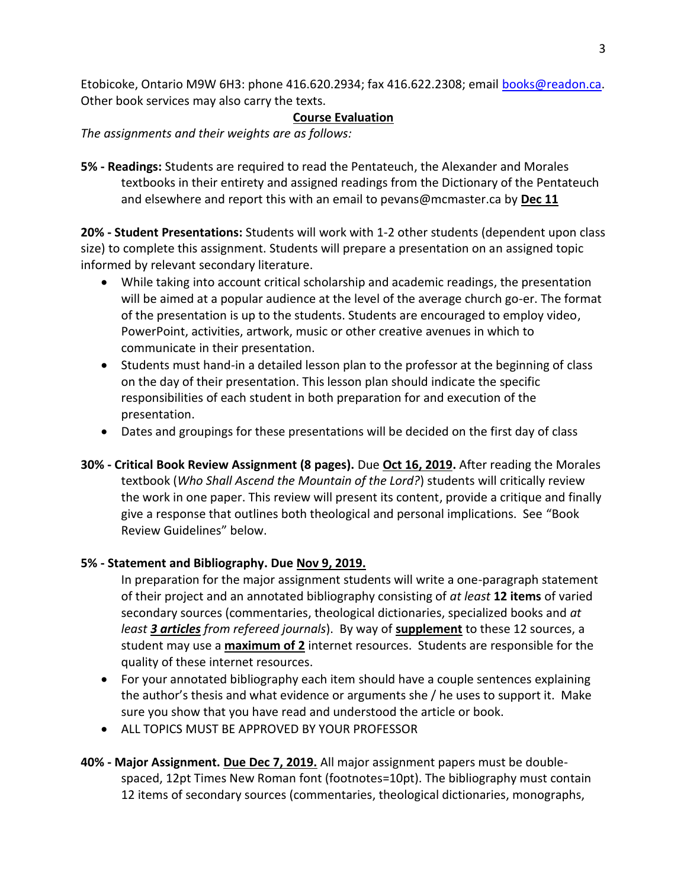Etobicoke, Ontario M9W 6H3: phone 416.620.2934; fax 416.622.2308; email books@readon.ca. Other book services may also carry the texts.

## Course Evaluation

*The assignments and their weights are as follows:*

**5% - Readings:** Students are required to read the Pentateuch, the Alexander and Morales textbooks in their entirety and assigned readings from the Dictionary of the Pentateuch and elsewhere and report this with an email to pevans@mcmaster.ca by **Dec 11**

**20% - Student Presentations:** Students will work with 1-2 other students (dependent upon class size) to complete this assignment. Students will prepare a presentation on an assigned topic informed by relevant secondary literature.

- While taking into account critical scholarship and academic readings, the presentation will be aimed at a popular audience at the level of the average church go-er. The format of the presentation is up to the students. Students are encouraged to employ video, PowerPoint, activities, artwork, music or other creative avenues in which to communicate in their presentation.
- Students must hand-in a detailed lesson plan to the professor at the beginning of class on the day of their presentation. This lesson plan should indicate the specific responsibilities of each student in both preparation for and execution of the presentation.
- Dates and groupings for these presentations will be decided on the first day of class

**30% - Critical Book Review Assignment (8 pages).** Due **Oct 16, 2019.** After reading the Morales textbook (*Who Shall Ascend the Mountain of the Lord?*) students will critically review the work in one paper. This review will present its content, provide a critique and finally give a response that outlines both theological and personal implications. See "Book Review Guidelines" below.

**5% - Statement and Bibliography. Due Nov 9, 2019.**

In preparation for the major assignment students will write a one-paragraph statement of their project and an annotated bibliography consisting of *at least* **12 items** of varied secondary sources (commentaries, theological dictionaries, specialized books and *at least **3 articles** from refereed journals*). By way of **supplement** to these 12 sources, a student may use a **maximum of 2** internet resources. Students are responsible for the quality of these internet resources.

- For your annotated bibliography each item should have a couple sentences explaining the author's thesis and what evidence or arguments she / he uses to support it. Make sure you show that you have read and understood the article or book.
- ALL TOPICS MUST BE APPROVED BY YOUR PROFESSOR

**40% - Major Assignment. Due Dec 7, 2019.** All major assignment papers must be double-spaced, 12pt Times New Roman font (footnotes=10pt). The bibliography must contain 12 items of secondary sources (commentaries, theological dictionaries, monographs,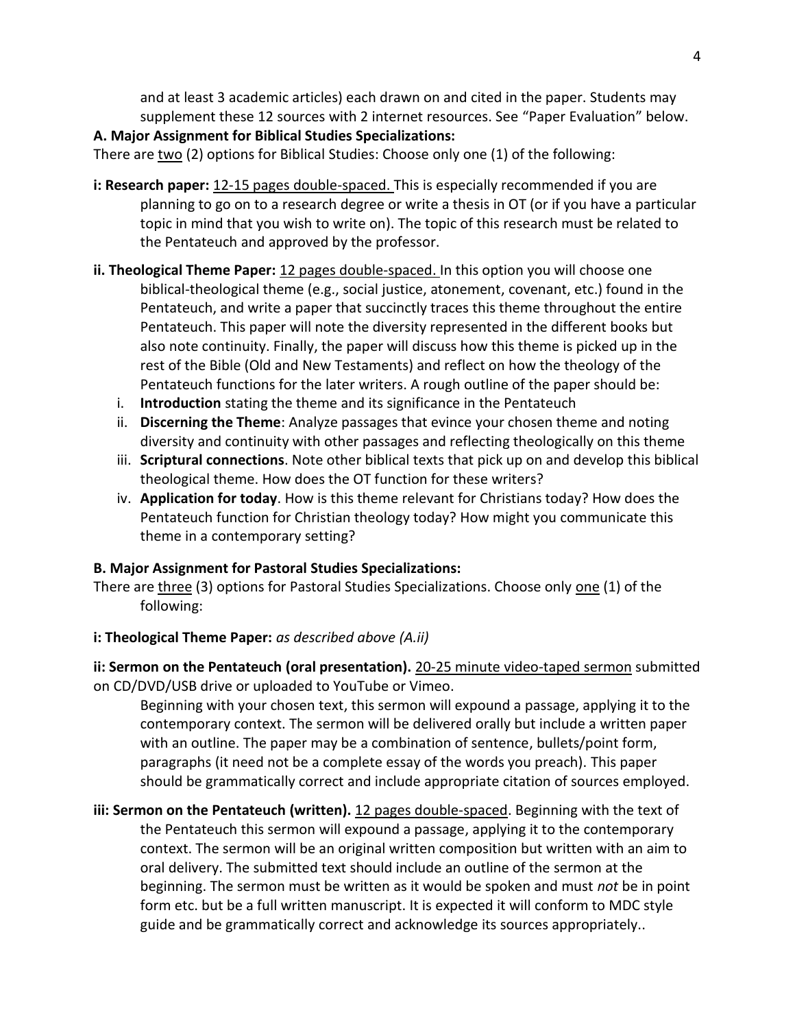and at least 3 academic articles) each drawn on and cited in the paper. Students may supplement these 12 sources with 2 internet resources. See "Paper Evaluation" below.

**A. Major Assignment for Biblical Studies Specializations:**

There are <u>two</u> (2) options for Biblical Studies: Choose only one (1) of the following:

**i: Research paper:** <u>12-15 pages double-spaced.</u> This is especially recommended if you are planning to go on to a research degree or write a thesis in OT (or if you have a particular topic in mind that you wish to write on). The topic of this research must be related to the Pentateuch and approved by the professor.

**ii. Theological Theme Paper:** <u>12 pages double-spaced.</u> In this option you will choose one biblical-theological theme (e.g., social justice, atonement, covenant, etc.) found in the Pentateuch, and write a paper that succinctly traces this theme throughout the entire Pentateuch. This paper will note the diversity represented in the different books but also note continuity. Finally, the paper will discuss how this theme is picked up in the rest of the Bible (Old and New Testaments) and reflect on how the theology of the Pentateuch functions for the later writers. A rough outline of the paper should be:

i. **Introduction** stating the theme and its significance in the Pentateuch
ii. **Discerning the Theme**: Analyze passages that evince your chosen theme and noting diversity and continuity with other passages and reflecting theologically on this theme
iii. **Scriptural connections**. Note other biblical texts that pick up on and develop this biblical theological theme. How does the OT function for these writers?
iv. **Application for today**. How is this theme relevant for Christians today? How does the Pentateuch function for Christian theology today? How might you communicate this theme in a contemporary setting?

**B. Major Assignment for Pastoral Studies Specializations:**

There are <u>three</u> (3) options for Pastoral Studies Specializations. Choose only <u>one</u> (1) of the following:

**i: Theological Theme Paper:** *as described above (A.ii)*

**ii: Sermon on the Pentateuch (oral presentation).** <u>20-25 minute video-taped sermon</u> submitted on CD/DVD/USB drive or uploaded to YouTube or Vimeo.

Beginning with your chosen text, this sermon will expound a passage, applying it to the contemporary context. The sermon will be delivered orally but include a written paper with an outline. The paper may be a combination of sentence, bullets/point form, paragraphs (it need not be a complete essay of the words you preach). This paper should be grammatically correct and include appropriate citation of sources employed.

**iii: Sermon on the Pentateuch (written).** <u>12 pages double-spaced</u>. Beginning with the text of the Pentateuch this sermon will expound a passage, applying it to the contemporary context. The sermon will be an original written composition but written with an aim to oral delivery. The submitted text should include an outline of the sermon at the beginning. The sermon must be written as it would be spoken and must *not* be in point form etc. but be a full written manuscript. It is expected it will conform to MDC style guide and be grammatically correct and acknowledge its sources appropriately..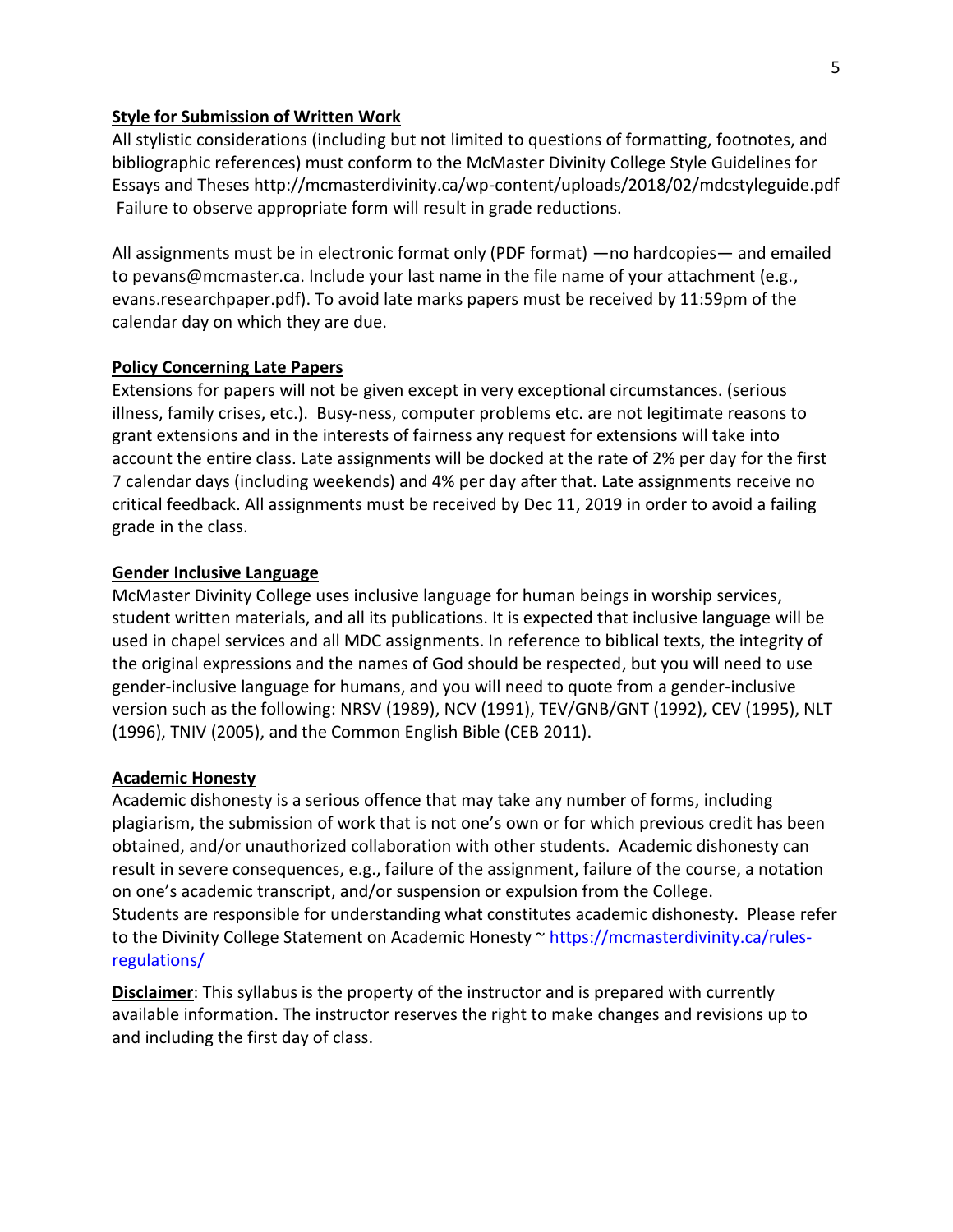**Style for Submission of Written Work**

All stylistic considerations (including but not limited to questions of formatting, footnotes, and bibliographic references) must conform to the McMaster Divinity College Style Guidelines for Essays and Theses http://mcmasterdivinity.ca/wp-content/uploads/2018/02/mdcstyleguide.pdf Failure to observe appropriate form will result in grade reductions.

All assignments must be in electronic format only (PDF format) —no hardcopies— and emailed to pevans@mcmaster.ca. Include your last name in the file name of your attachment (e.g., evans.researchpaper.pdf). To avoid late marks papers must be received by 11:59pm of the calendar day on which they are due.

**Policy Concerning Late Papers**

Extensions for papers will not be given except in very exceptional circumstances. (serious illness, family crises, etc.). Busy-ness, computer problems etc. are not legitimate reasons to grant extensions and in the interests of fairness any request for extensions will take into account the entire class. Late assignments will be docked at the rate of 2% per day for the first 7 calendar days (including weekends) and 4% per day after that. Late assignments receive no critical feedback. All assignments must be received by Dec 11, 2019 in order to avoid a failing grade in the class.

**Gender Inclusive Language**

McMaster Divinity College uses inclusive language for human beings in worship services, student written materials, and all its publications. It is expected that inclusive language will be used in chapel services and all MDC assignments. In reference to biblical texts, the integrity of the original expressions and the names of God should be respected, but you will need to use gender-inclusive language for humans, and you will need to quote from a gender-inclusive version such as the following: NRSV (1989), NCV (1991), TEV/GNB/GNT (1992), CEV (1995), NLT (1996), TNIV (2005), and the Common English Bible (CEB 2011).

**Academic Honesty**

Academic dishonesty is a serious offence that may take any number of forms, including plagiarism, the submission of work that is not one's own or for which previous credit has been obtained, and/or unauthorized collaboration with other students. Academic dishonesty can result in severe consequences, e.g., failure of the assignment, failure of the course, a notation on one's academic transcript, and/or suspension or expulsion from the College.
Students are responsible for understanding what constitutes academic dishonesty. Please refer to the Divinity College Statement on Academic Honesty ~ https://mcmasterdivinity.ca/rules-regulations/

**Disclaimer**: This syllabus is the property of the instructor and is prepared with currently available information. The instructor reserves the right to make changes and revisions up to and including the first day of class.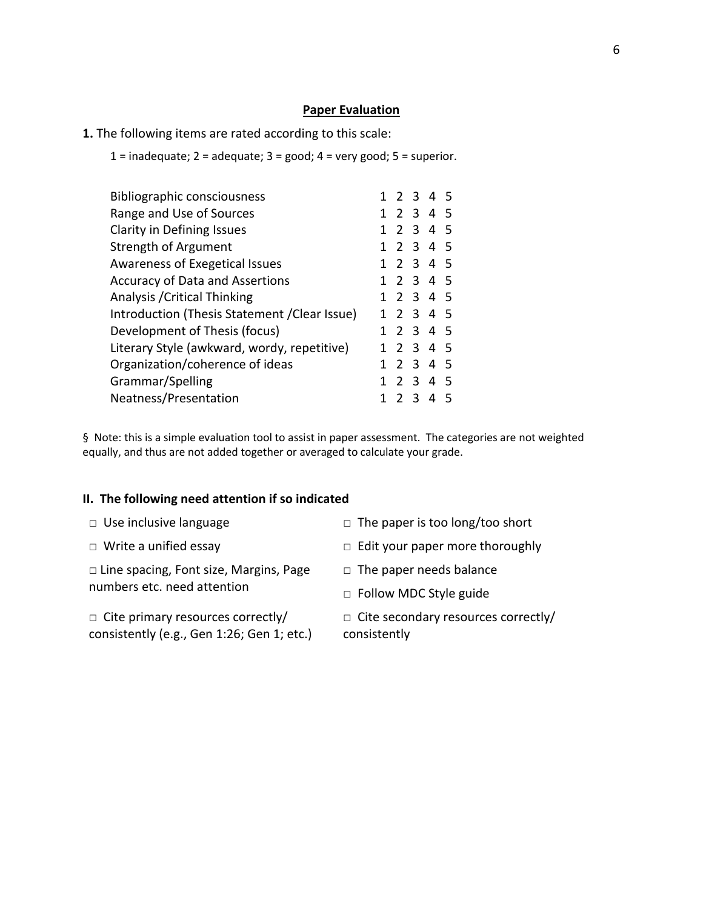## Paper Evaluation

**1.** The following items are rated according to this scale:

1 = inadequate; 2 = adequate; 3 = good; 4 = very good; 5 = superior.

| Item | Rating |
|---|---|
| Bibliographic consciousness | 1 2 3 4 5 |
| Range and Use of Sources | 1 2 3 4 5 |
| Clarity in Defining Issues | 1 2 3 4 5 |
| Strength of Argument | 1 2 3 4 5 |
| Awareness of Exegetical Issues | 1 2 3 4 5 |
| Accuracy of Data and Assertions | 1 2 3 4 5 |
| Analysis /Critical Thinking | 1 2 3 4 5 |
| Introduction (Thesis Statement /Clear Issue) | 1 2 3 4 5 |
| Development of Thesis (focus) | 1 2 3 4 5 |
| Literary Style (awkward, wordy, repetitive) | 1 2 3 4 5 |
| Organization/coherence of ideas | 1 2 3 4 5 |
| Grammar/Spelling | 1 2 3 4 5 |
| Neatness/Presentation | 1 2 3 4 5 |

§ Note: this is a simple evaluation tool to assist in paper assessment. The categories are not weighted equally, and thus are not added together or averaged to calculate your grade.

**II. The following need attention if so indicated**

- □ Use inclusive language
- □ Write a unified essay
- □ Line spacing, Font size, Margins, Page numbers etc. need attention
- □ Cite primary resources correctly/ consistently (e.g., Gen 1:26; Gen 1; etc.)
- □ The paper is too long/too short
- □ Edit your paper more thoroughly
- □ The paper needs balance
- □ Follow MDC Style guide
- □ Cite secondary resources correctly/ consistently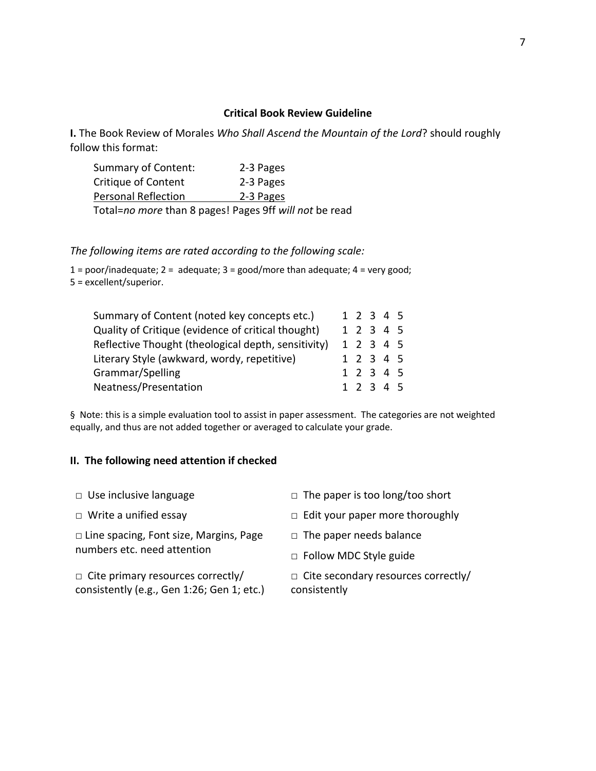### Critical Book Review Guideline

**I.** The Book Review of Morales *Who Shall Ascend the Mountain of the Lord*? should roughly follow this format:

| | |
|---|---|
| Summary of Content: | 2-3 Pages |
| Critique of Content | 2-3 Pages |
| Personal Reflection | 2-3 Pages |

Total=*no more* than 8 pages! Pages 9ff *will not* be read

*The following items are rated according to the following scale:*

1 = poor/inadequate; 2 = adequate; 3 = good/more than adequate; 4 = very good; 5 = excellent/superior.

| | |
|---|---|
| Summary of Content (noted key concepts etc.) | 1 2 3 4 5 |
| Quality of Critique (evidence of critical thought) | 1 2 3 4 5 |
| Reflective Thought (theological depth, sensitivity) | 1 2 3 4 5 |
| Literary Style (awkward, wordy, repetitive) | 1 2 3 4 5 |
| Grammar/Spelling | 1 2 3 4 5 |
| Neatness/Presentation | 1 2 3 4 5 |

§ Note: this is a simple evaluation tool to assist in paper assessment. The categories are not weighted equally, and thus are not added together or averaged to calculate your grade.

### II. The following need attention if checked

- □ Use inclusive language
- □ Write a unified essay
- □ Line spacing, Font size, Margins, Page numbers etc. need attention
- □ Cite primary resources correctly/ consistently (e.g., Gen 1:26; Gen 1; etc.)
- □ The paper is too long/too short
- □ Edit your paper more thoroughly
- □ The paper needs balance
- □ Follow MDC Style guide
- □ Cite secondary resources correctly/ consistently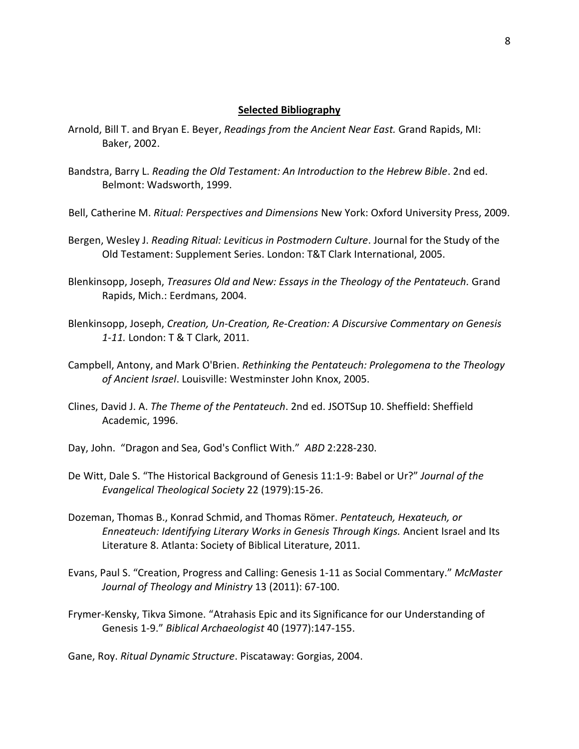## Selected Bibliography

Arnold, Bill T. and Bryan E. Beyer, *Readings from the Ancient Near East.* Grand Rapids, MI: Baker, 2002.

Bandstra, Barry L. *Reading the Old Testament: An Introduction to the Hebrew Bible*. 2nd ed. Belmont: Wadsworth, 1999.

Bell, Catherine M. *Ritual: Perspectives and Dimensions* New York: Oxford University Press, 2009.

Bergen, Wesley J. *Reading Ritual: Leviticus in Postmodern Culture*. Journal for the Study of the Old Testament: Supplement Series. London: T&T Clark International, 2005.

Blenkinsopp, Joseph, *Treasures Old and New: Essays in the Theology of the Pentateuch.* Grand Rapids, Mich.: Eerdmans, 2004.

Blenkinsopp, Joseph, *Creation, Un-Creation, Re-Creation: A Discursive Commentary on Genesis 1-11.* London: T & T Clark, 2011.

Campbell, Antony, and Mark O'Brien. *Rethinking the Pentateuch: Prolegomena to the Theology of Ancient Israel*. Louisville: Westminster John Knox, 2005.

Clines, David J. A. *The Theme of the Pentateuch*. 2nd ed. JSOTSup 10. Sheffield: Sheffield Academic, 1996.

Day, John. "Dragon and Sea, God's Conflict With." *ABD* 2:228-230.

De Witt, Dale S. "The Historical Background of Genesis 11:1-9: Babel or Ur?" *Journal of the Evangelical Theological Society* 22 (1979):15-26.

Dozeman, Thomas B., Konrad Schmid, and Thomas Römer. *Pentateuch, Hexateuch, or Enneateuch: Identifying Literary Works in Genesis Through Kings.* Ancient Israel and Its Literature 8. Atlanta: Society of Biblical Literature, 2011.

Evans, Paul S. "Creation, Progress and Calling: Genesis 1-11 as Social Commentary." *McMaster Journal of Theology and Ministry* 13 (2011): 67-100.

Frymer-Kensky, Tikva Simone. "Atrahasis Epic and its Significance for our Understanding of Genesis 1-9." *Biblical Archaeologist* 40 (1977):147-155.

Gane, Roy. *Ritual Dynamic Structure*. Piscataway: Gorgias, 2004.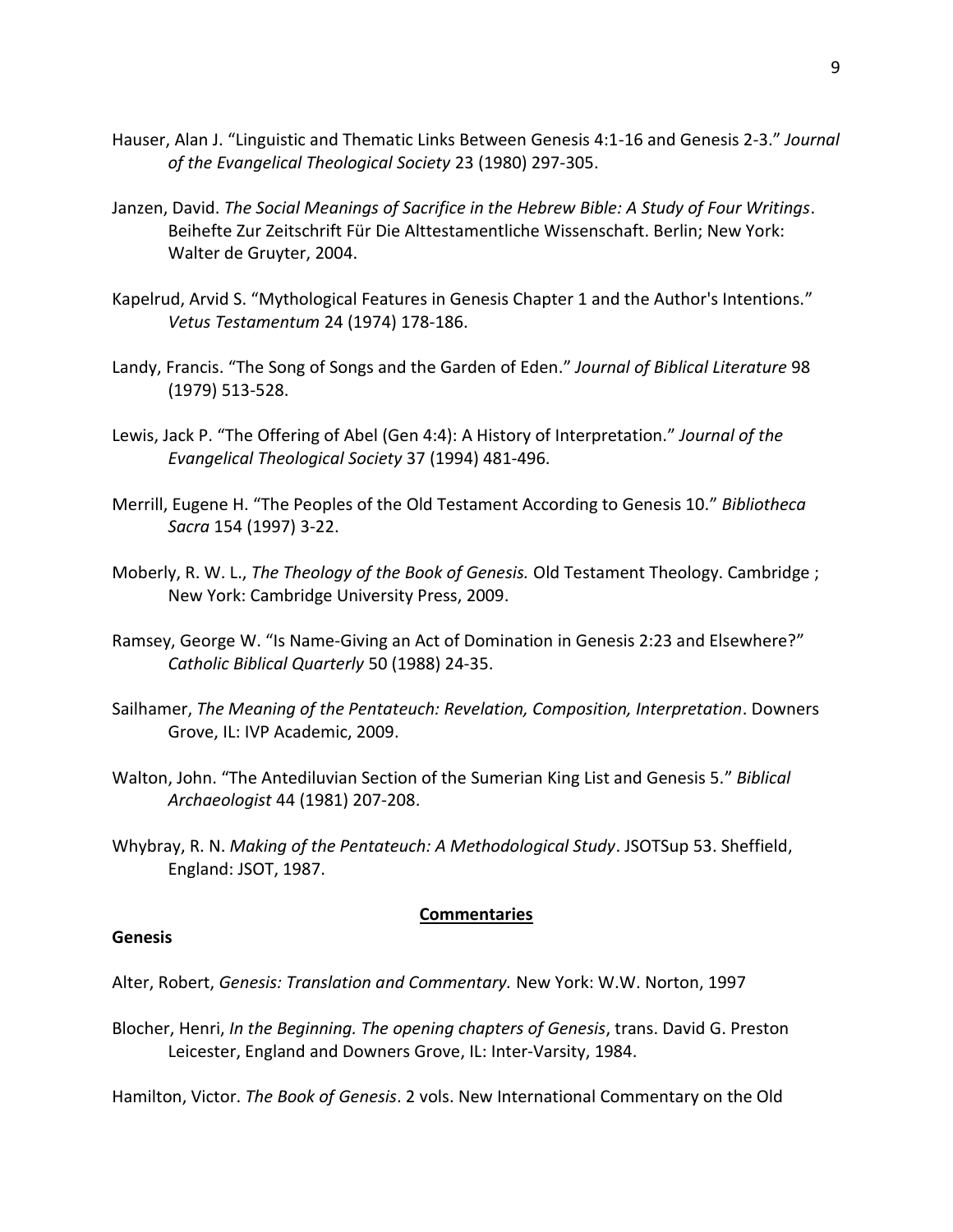Hauser, Alan J. "Linguistic and Thematic Links Between Genesis 4:1-16 and Genesis 2-3." *Journal of the Evangelical Theological Society* 23 (1980) 297-305.

Janzen, David. *The Social Meanings of Sacrifice in the Hebrew Bible: A Study of Four Writings*. Beihefte Zur Zeitschrift Für Die Alttestamentliche Wissenschaft. Berlin; New York: Walter de Gruyter, 2004.

Kapelrud, Arvid S. "Mythological Features in Genesis Chapter 1 and the Author's Intentions." *Vetus Testamentum* 24 (1974) 178-186.

Landy, Francis. "The Song of Songs and the Garden of Eden." *Journal of Biblical Literature* 98 (1979) 513-528.

Lewis, Jack P. "The Offering of Abel (Gen 4:4): A History of Interpretation." *Journal of the Evangelical Theological Society* 37 (1994) 481-496.

Merrill, Eugene H. "The Peoples of the Old Testament According to Genesis 10." *Bibliotheca Sacra* 154 (1997) 3-22.

Moberly, R. W. L., *The Theology of the Book of Genesis.* Old Testament Theology. Cambridge ; New York: Cambridge University Press, 2009.

Ramsey, George W. "Is Name-Giving an Act of Domination in Genesis 2:23 and Elsewhere?" *Catholic Biblical Quarterly* 50 (1988) 24-35.

Sailhamer, *The Meaning of the Pentateuch: Revelation, Composition, Interpretation*. Downers Grove, IL: IVP Academic, 2009.

Walton, John. "The Antediluvian Section of the Sumerian King List and Genesis 5." *Biblical Archaeologist* 44 (1981) 207-208.

Whybray, R. N. *Making of the Pentateuch: A Methodological Study*. JSOTSup 53. Sheffield, England: JSOT, 1987.

## Commentaries

### Genesis

Alter, Robert, *Genesis: Translation and Commentary.* New York: W.W. Norton, 1997

Blocher, Henri, *In the Beginning. The opening chapters of Genesis*, trans. David G. Preston Leicester, England and Downers Grove, IL: Inter-Varsity, 1984.

Hamilton, Victor. *The Book of Genesis*. 2 vols. New International Commentary on the Old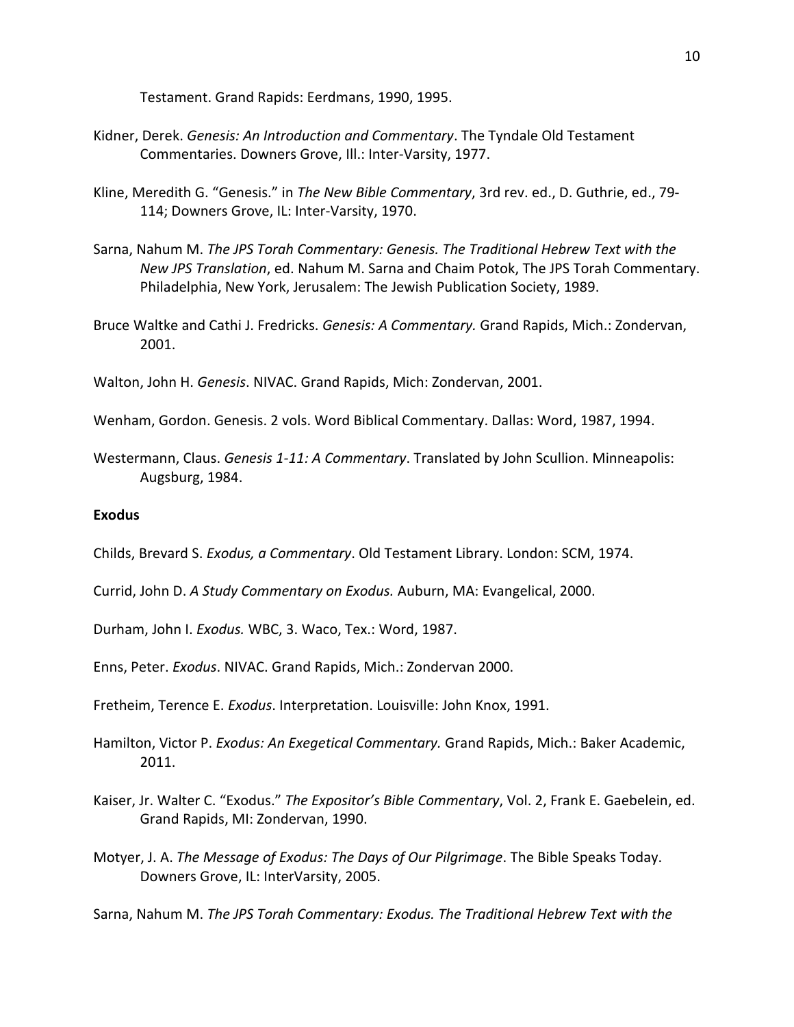Testament. Grand Rapids: Eerdmans, 1990, 1995.

Kidner, Derek. *Genesis: An Introduction and Commentary*. The Tyndale Old Testament Commentaries. Downers Grove, Ill.: Inter-Varsity, 1977.

Kline, Meredith G. "Genesis." in *The New Bible Commentary*, 3rd rev. ed., D. Guthrie, ed., 79-114; Downers Grove, IL: Inter-Varsity, 1970.

Sarna, Nahum M. *The JPS Torah Commentary: Genesis. The Traditional Hebrew Text with the New JPS Translation*, ed. Nahum M. Sarna and Chaim Potok, The JPS Torah Commentary. Philadelphia, New York, Jerusalem: The Jewish Publication Society, 1989.

Bruce Waltke and Cathi J. Fredricks. *Genesis: A Commentary.* Grand Rapids, Mich.: Zondervan, 2001.

Walton, John H. *Genesis*. NIVAC. Grand Rapids, Mich: Zondervan, 2001.

Wenham, Gordon. Genesis. 2 vols. Word Biblical Commentary. Dallas: Word, 1987, 1994.

Westermann, Claus. *Genesis 1-11: A Commentary*. Translated by John Scullion. Minneapolis: Augsburg, 1984.

**Exodus**

Childs, Brevard S. *Exodus, a Commentary*. Old Testament Library. London: SCM, 1974.

Currid, John D. *A Study Commentary on Exodus.* Auburn, MA: Evangelical, 2000.

Durham, John I. *Exodus.* WBC, 3. Waco, Tex.: Word, 1987.

Enns, Peter. *Exodus*. NIVAC. Grand Rapids, Mich.: Zondervan 2000.

Fretheim, Terence E. *Exodus*. Interpretation. Louisville: John Knox, 1991.

Hamilton, Victor P. *Exodus: An Exegetical Commentary.* Grand Rapids, Mich.: Baker Academic, 2011.

Kaiser, Jr. Walter C. "Exodus." *The Expositor's Bible Commentary*, Vol. 2, Frank E. Gaebelein, ed. Grand Rapids, MI: Zondervan, 1990.

Motyer, J. A. *The Message of Exodus: The Days of Our Pilgrimage*. The Bible Speaks Today. Downers Grove, IL: InterVarsity, 2005.

Sarna, Nahum M. *The JPS Torah Commentary: Exodus. The Traditional Hebrew Text with the*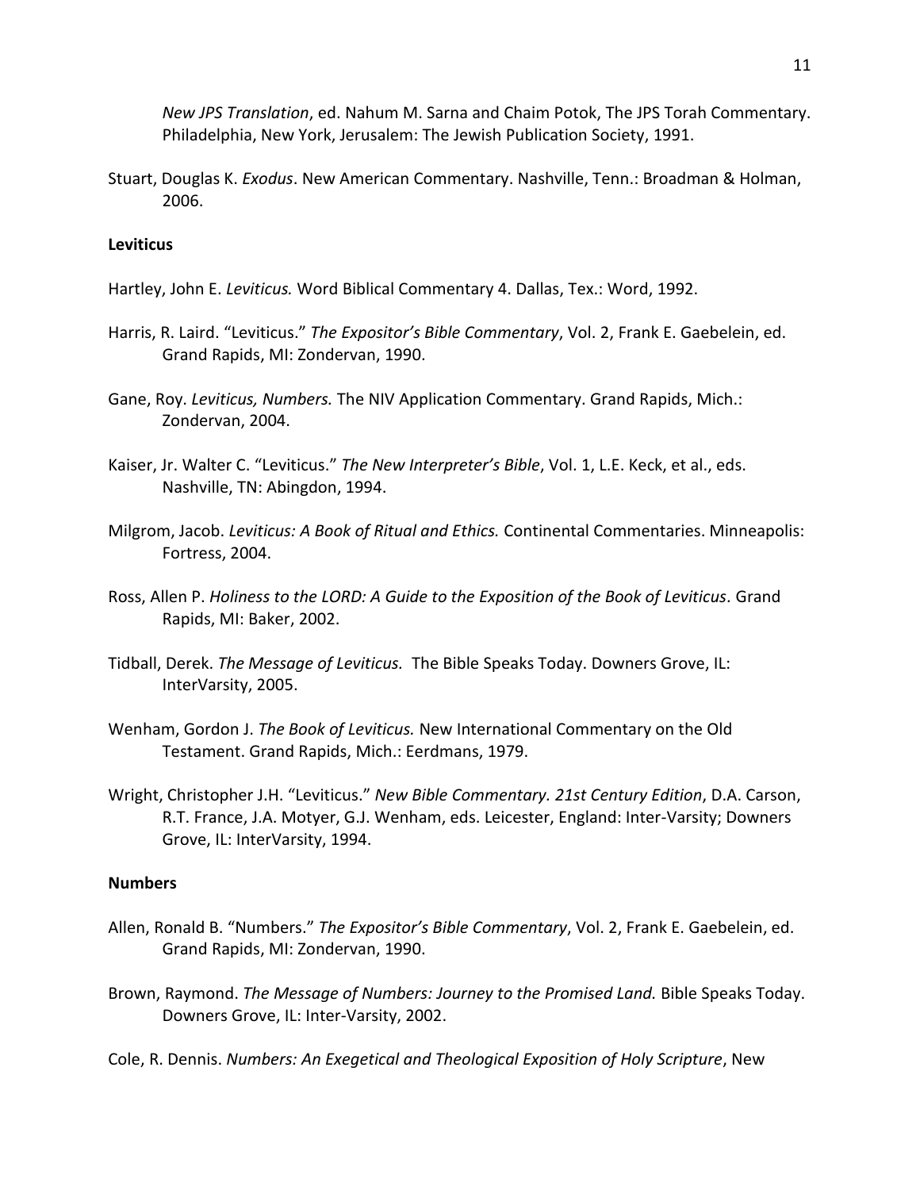*New JPS Translation*, ed. Nahum M. Sarna and Chaim Potok, The JPS Torah Commentary. Philadelphia, New York, Jerusalem: The Jewish Publication Society, 1991.

Stuart, Douglas K. *Exodus*. New American Commentary. Nashville, Tenn.: Broadman & Holman, 2006.

**Leviticus**

Hartley, John E. *Leviticus.* Word Biblical Commentary 4. Dallas, Tex.: Word, 1992.

Harris, R. Laird. "Leviticus." *The Expositor's Bible Commentary*, Vol. 2, Frank E. Gaebelein, ed. Grand Rapids, MI: Zondervan, 1990.

Gane, Roy. *Leviticus, Numbers.* The NIV Application Commentary. Grand Rapids, Mich.: Zondervan, 2004.

Kaiser, Jr. Walter C. "Leviticus." *The New Interpreter's Bible*, Vol. 1, L.E. Keck, et al., eds. Nashville, TN: Abingdon, 1994.

Milgrom, Jacob. *Leviticus: A Book of Ritual and Ethics.* Continental Commentaries. Minneapolis: Fortress, 2004.

Ross, Allen P. *Holiness to the LORD: A Guide to the Exposition of the Book of Leviticus.* Grand Rapids, MI: Baker, 2002.

Tidball, Derek. *The Message of Leviticus.* The Bible Speaks Today. Downers Grove, IL: InterVarsity, 2005.

Wenham, Gordon J. *The Book of Leviticus.* New International Commentary on the Old Testament. Grand Rapids, Mich.: Eerdmans, 1979.

Wright, Christopher J.H. "Leviticus." *New Bible Commentary. 21st Century Edition*, D.A. Carson, R.T. France, J.A. Motyer, G.J. Wenham, eds. Leicester, England: Inter-Varsity; Downers Grove, IL: InterVarsity, 1994.

**Numbers**

Allen, Ronald B. "Numbers." *The Expositor's Bible Commentary*, Vol. 2, Frank E. Gaebelein, ed. Grand Rapids, MI: Zondervan, 1990.

Brown, Raymond. *The Message of Numbers: Journey to the Promised Land.* Bible Speaks Today. Downers Grove, IL: Inter-Varsity, 2002.

Cole, R. Dennis. *Numbers: An Exegetical and Theological Exposition of Holy Scripture*, New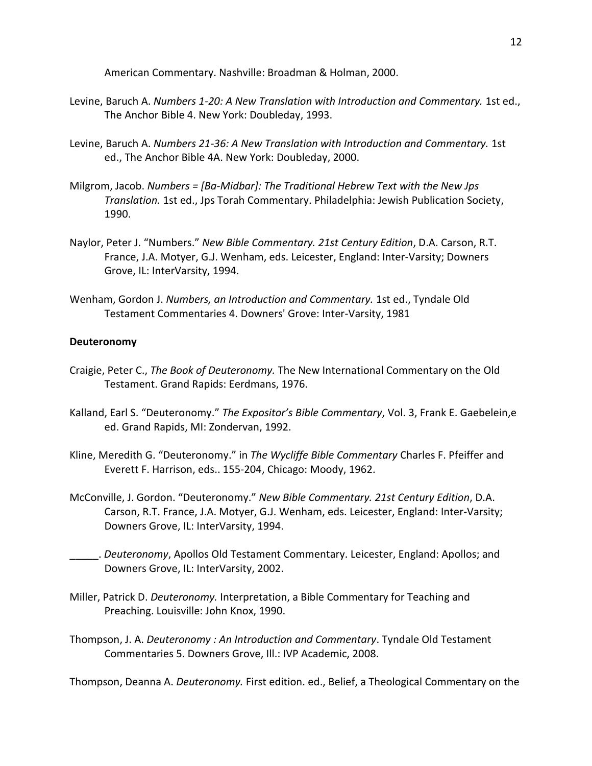American Commentary. Nashville: Broadman & Holman, 2000.

Levine, Baruch A. *Numbers 1-20: A New Translation with Introduction and Commentary.* 1st ed., The Anchor Bible 4. New York: Doubleday, 1993.

Levine, Baruch A. *Numbers 21-36: A New Translation with Introduction and Commentary.* 1st ed., The Anchor Bible 4A. New York: Doubleday, 2000.

Milgrom, Jacob. *Numbers = [Ba-Midbar]: The Traditional Hebrew Text with the New Jps Translation.* 1st ed., Jps Torah Commentary. Philadelphia: Jewish Publication Society, 1990.

Naylor, Peter J. "Numbers." *New Bible Commentary. 21st Century Edition*, D.A. Carson, R.T. France, J.A. Motyer, G.J. Wenham, eds. Leicester, England: Inter-Varsity; Downers Grove, IL: InterVarsity, 1994.

Wenham, Gordon J. *Numbers, an Introduction and Commentary.* 1st ed., Tyndale Old Testament Commentaries 4. Downers' Grove: Inter-Varsity, 1981

**Deuteronomy**

Craigie, Peter C., *The Book of Deuteronomy.* The New International Commentary on the Old Testament. Grand Rapids: Eerdmans, 1976.

Kalland, Earl S. "Deuteronomy." *The Expositor's Bible Commentary*, Vol. 3, Frank E. Gaebelein,e ed. Grand Rapids, MI: Zondervan, 1992.

Kline, Meredith G. "Deuteronomy." in *The Wycliffe Bible Commentary* Charles F. Pfeiffer and Everett F. Harrison, eds.. 155-204, Chicago: Moody, 1962.

McConville, J. Gordon. "Deuteronomy." *New Bible Commentary. 21st Century Edition*, D.A. Carson, R.T. France, J.A. Motyer, G.J. Wenham, eds. Leicester, England: Inter-Varsity; Downers Grove, IL: InterVarsity, 1994.

_____. *Deuteronomy*, Apollos Old Testament Commentary. Leicester, England: Apollos; and Downers Grove, IL: InterVarsity, 2002.

Miller, Patrick D. *Deuteronomy.* Interpretation, a Bible Commentary for Teaching and Preaching. Louisville: John Knox, 1990.

Thompson, J. A. *Deuteronomy : An Introduction and Commentary*. Tyndale Old Testament Commentaries 5. Downers Grove, Ill.: IVP Academic, 2008.

Thompson, Deanna A. *Deuteronomy.* First edition. ed., Belief, a Theological Commentary on the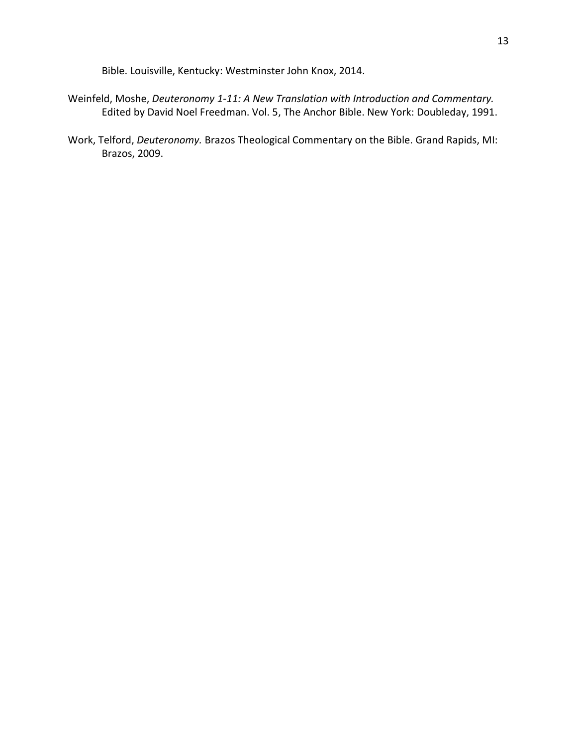Bible. Louisville, Kentucky: Westminster John Knox, 2014.

Weinfeld, Moshe, *Deuteronomy 1-11: A New Translation with Introduction and Commentary.* Edited by David Noel Freedman. Vol. 5, The Anchor Bible. New York: Doubleday, 1991.

Work, Telford, *Deuteronomy.* Brazos Theological Commentary on the Bible. Grand Rapids, MI: Brazos, 2009.